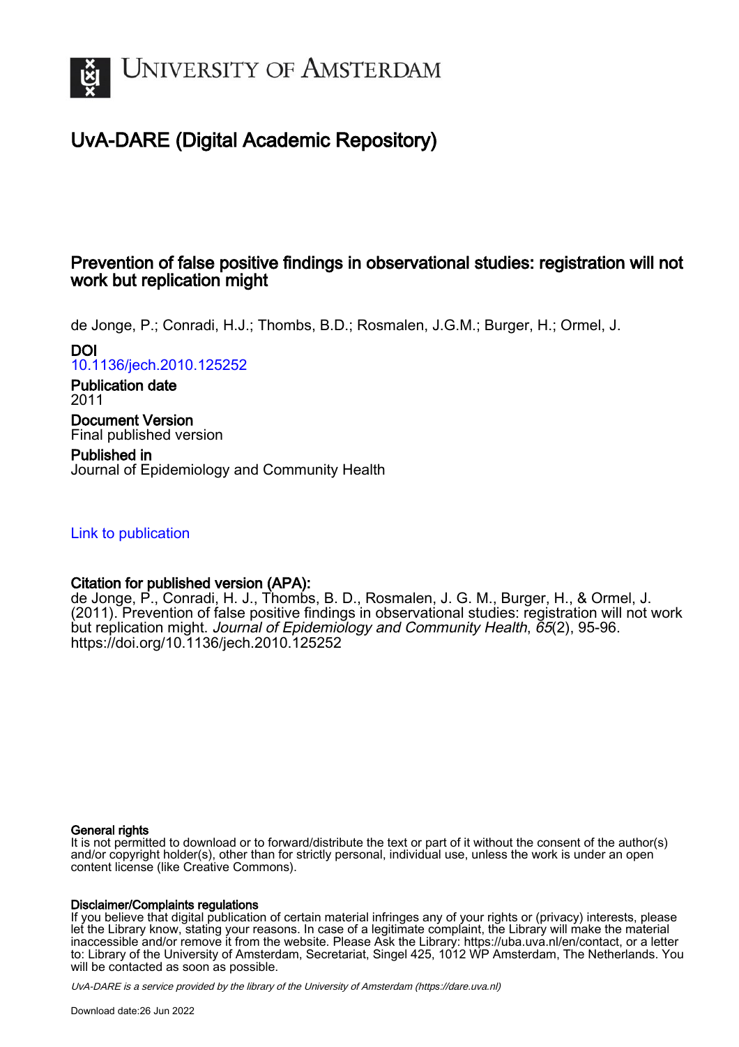# UvA-DARE (Digital Academic Repository)

## Prevention of false positive findings in observational studies: registration will not work but replication might

de Jonge, P.; Conradi, H.J.; Thombs, B.D.; Rosmalen, J.G.M.; Burger, H.; Ormel, J.

**DOI**
10.1136/jech.2010.125252

**Publication date**
2011

**Document Version**
Final published version

**Published in**
Journal of Epidemiology and Community Health

Link to publication

**Citation for published version (APA):**
de Jonge, P., Conradi, H. J., Thombs, B. D., Rosmalen, J. G. M., Burger, H., & Ormel, J. (2011). Prevention of false positive findings in observational studies: registration will not work but replication might. *Journal of Epidemiology and Community Health*, *65*(2), 95-96. https://doi.org/10.1136/jech.2010.125252

**General rights**
It is not permitted to download or to forward/distribute the text or part of it without the consent of the author(s) and/or copyright holder(s), other than for strictly personal, individual use, unless the work is under an open content license (like Creative Commons).

**Disclaimer/Complaints regulations**
If you believe that digital publication of certain material infringes any of your rights or (privacy) interests, please let the Library know, stating your reasons. In case of a legitimate complaint, the Library will make the material inaccessible and/or remove it from the website. Please Ask the Library: https://uba.uva.nl/en/contact, or a letter to: Library of the University of Amsterdam, Secretariat, Singel 425, 1012 WP Amsterdam, The Netherlands. You will be contacted as soon as possible.

UvA-DARE is a service provided by the library of the University of Amsterdam (https://dare.uva.nl)

Download date:26 Jun 2022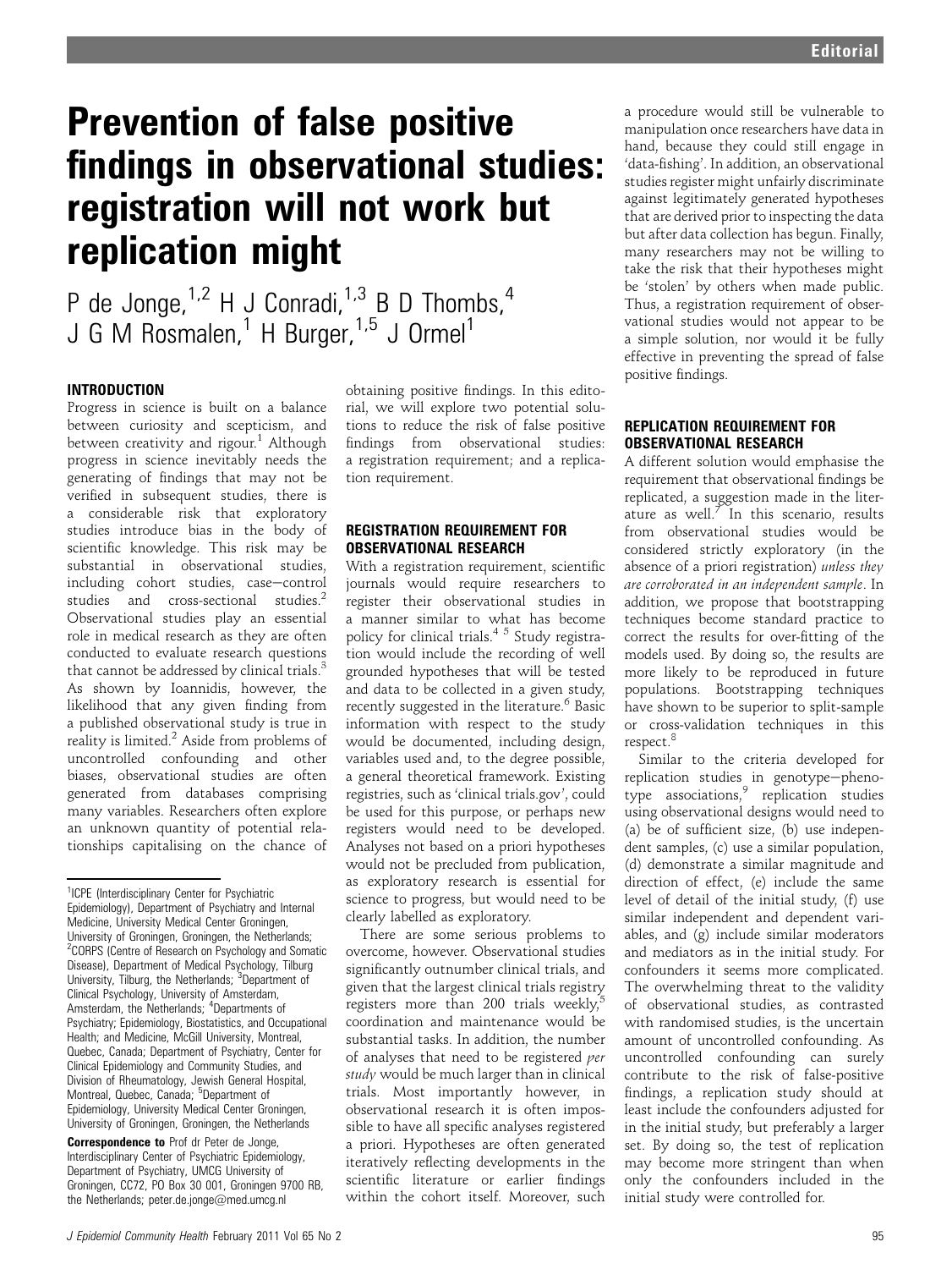# Prevention of false positive findings in observational studies: registration will not work but replication might

P de Jonge,[1,2] H J Conradi,[1,3] B D Thombs,[4] J G M Rosmalen,[1] H Burger,[1,5] J Ormel[1]

## INTRODUCTION

Progress in science is built on a balance between curiosity and scepticism, and between creativity and rigour.[1] Although progress in science inevitably needs the generating of findings that may not be verified in subsequent studies, there is a considerable risk that exploratory studies introduce bias in the body of scientific knowledge. This risk may be substantial in observational studies, including cohort studies, case–control studies and cross-sectional studies.[2] Observational studies play an essential role in medical research as they are often conducted to evaluate research questions that cannot be addressed by clinical trials.[3] As shown by Ioannidis, however, the likelihood that any given finding from a published observational study is true in reality is limited.[2] Aside from problems of uncontrolled confounding and other biases, observational studies are often generated from databases comprising many variables. Researchers often explore an unknown quantity of potential relationships capitalising on the chance of obtaining positive findings. In this editorial, we will explore two potential solutions to reduce the risk of false positive findings from observational studies: a registration requirement; and a replication requirement.

[1]ICPE (Interdisciplinary Center for Psychiatric Epidemiology), Department of Psychiatry and Internal Medicine, University Medical Center Groningen, University of Groningen, Groningen, the Netherlands; [2]CORPS (Centre of Research on Psychology and Somatic Disease), Department of Medical Psychology, Tilburg University, Tilburg, the Netherlands; [3]Department of Clinical Psychology, University of Amsterdam, Amsterdam, the Netherlands; [4]Departments of Psychiatry; Epidemiology, Biostatistics, and Occupational Health; and Medicine, McGill University, Montreal, Quebec, Canada; Department of Psychiatry, Center for Clinical Epidemiology and Community Studies, and Division of Rheumatology, Jewish General Hospital, Montreal, Quebec, Canada; [5]Department of Epidemiology, University Medical Center Groningen, University of Groningen, Groningen, the Netherlands

**Correspondence to** Prof dr Peter de Jonge, Interdisciplinary Center of Psychiatric Epidemiology, Department of Psychiatry, UMCG University of Groningen, CC72, PO Box 30 001, Groningen 9700 RB, the Netherlands; peter.de.jonge@med.umcg.nl

## REGISTRATION REQUIREMENT FOR OBSERVATIONAL RESEARCH

With a registration requirement, scientific journals would require researchers to register their observational studies in a manner similar to what has become policy for clinical trials.[4 5] Study registration would include the recording of well grounded hypotheses that will be tested and data to be collected in a given study, recently suggested in the literature.[6] Basic information with respect to the study would be documented, including design, variables used and, to the degree possible, a general theoretical framework. Existing registries, such as 'clinical trials.gov', could be used for this purpose, or perhaps new registers would need to be developed. Analyses not based on a priori hypotheses would not be precluded from publication, as exploratory research is essential for science to progress, but would need to be clearly labelled as exploratory.

There are some serious problems to overcome, however. Observational studies significantly outnumber clinical trials, and given that the largest clinical trials registry registers more than 200 trials weekly,[5] coordination and maintenance would be substantial tasks. In addition, the number of analyses that need to be registered *per study* would be much larger than in clinical trials. Most importantly however, in observational research it is often impossible to have all specific analyses registered a priori. Hypotheses are often generated iteratively reflecting developments in the scientific literature or earlier findings within the cohort itself. Moreover, such a procedure would still be vulnerable to manipulation once researchers have data in hand, because they could still engage in 'data-fishing'. In addition, an observational studies register might unfairly discriminate against legitimately generated hypotheses that are derived prior to inspecting the data but after data collection has begun. Finally, many researchers may not be willing to take the risk that their hypotheses might be 'stolen' by others when made public. Thus, a registration requirement of observational studies would not appear to be a simple solution, nor would it be fully effective in preventing the spread of false positive findings.

## REPLICATION REQUIREMENT FOR OBSERVATIONAL RESEARCH

A different solution would emphasise the requirement that observational findings be replicated, a suggestion made in the literature as well.[7] In this scenario, results from observational studies would be considered strictly exploratory (in the absence of a priori registration) *unless they are corroborated in an independent sample*. In addition, we propose that bootstrapping techniques become standard practice to correct the results for over-fitting of the models used. By doing so, the results are more likely to be reproduced in future populations. Bootstrapping techniques have shown to be superior to split-sample or cross-validation techniques in this respect.[8]

Similar to the criteria developed for replication studies in genotype–phenotype associations,[9] replication studies using observational designs would need to (a) be of sufficient size, (b) use independent samples, (c) use a similar population, (d) demonstrate a similar magnitude and direction of effect, (e) include the same level of detail of the initial study, (f) use similar independent and dependent variables, and (g) include similar moderators and mediators as in the initial study. For confounders it seems more complicated. The overwhelming threat to the validity of observational studies, as contrasted with randomised studies, is the uncertain amount of uncontrolled confounding. As uncontrolled confounding can surely contribute to the risk of false-positive findings, a replication study should at least include the confounders adjusted for in the initial study, but preferably a larger set. By doing so, the test of replication may become more stringent than when only the confounders included in the initial study were controlled for.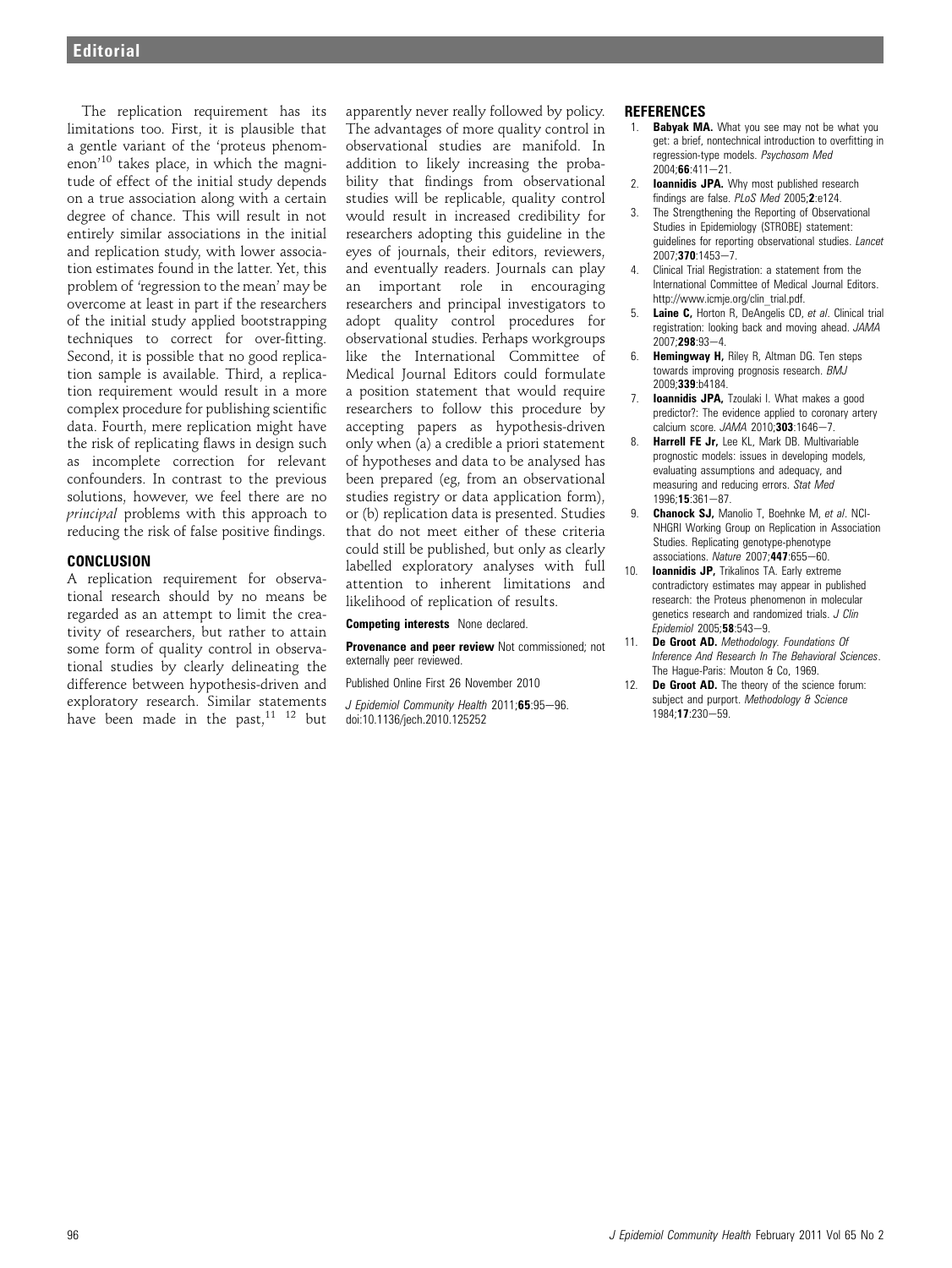The replication requirement has its limitations too. First, it is plausible that a gentle variant of the 'proteus phenomenon'[10] takes place, in which the magnitude of effect of the initial study depends on a true association along with a certain degree of chance. This will result in not entirely similar associations in the initial and replication study, with lower association estimates found in the latter. Yet, this problem of 'regression to the mean' may be overcome at least in part if the researchers of the initial study applied bootstrapping techniques to correct for over-fitting. Second, it is possible that no good replication sample is available. Third, a replication requirement would result in a more complex procedure for publishing scientific data. Fourth, mere replication might have the risk of replicating flaws in design such as incomplete correction for relevant confounders. In contrast to the previous solutions, however, we feel there are no *principal* problems with this approach to reducing the risk of false positive findings.

## CONCLUSION

A replication requirement for observational research should by no means be regarded as an attempt to limit the creativity of researchers, but rather to attain some form of quality control in observational studies by clearly delineating the difference between hypothesis-driven and exploratory research. Similar statements have been made in the past,[11 12] but apparently never really followed by policy. The advantages of more quality control in observational studies are manifold. In addition to likely increasing the probability that findings from observational studies will be replicable, quality control would result in increased credibility for researchers adopting this guideline in the eyes of journals, their editors, reviewers, and eventually readers. Journals can play an important role in encouraging researchers and principal investigators to adopt quality control procedures for observational studies. Perhaps workgroups like the International Committee of Medical Journal Editors could formulate a position statement that would require researchers to follow this procedure by accepting papers as hypothesis-driven only when (a) a credible a priori statement of hypotheses and data to be analysed has been prepared (eg, from an observational studies registry or data application form), or (b) replication data is presented. Studies that do not meet either of these criteria could still be published, but only as clearly labelled exploratory analyses with full attention to inherent limitations and likelihood of replication of results.

**Competing interests** None declared.

**Provenance and peer review** Not commissioned; not externally peer reviewed.

Published Online First 26 November 2010

*J Epidemiol Community Health* 2011;**65**:95–96. doi:10.1136/jech.2010.125252

## REFERENCES

1. **Babyak MA.** What you see may not be what you get: a brief, nontechnical introduction to overfitting in regression-type models. *Psychosom Med* 2004;**66**:411–21.
2. **Ioannidis JPA.** Why most published research findings are false. *PLoS Med* 2005;**2**:e124.
3. The Strengthening the Reporting of Observational Studies in Epidemiology (STROBE) statement: guidelines for reporting observational studies. *Lancet* 2007;**370**:1453–7.
4. Clinical Trial Registration: a statement from the International Committee of Medical Journal Editors. http://www.icmje.org/clin_trial.pdf.
5. **Laine C,** Horton R, DeAngelis CD, *et al*. Clinical trial registration: looking back and moving ahead. *JAMA* 2007;**298**:93–4.
6. **Hemingway H,** Riley R, Altman DG. Ten steps towards improving prognosis research. *BMJ* 2009;**339**:b4184.
7. **Ioannidis JPA,** Tzoulaki I. What makes a good predictor?: The evidence applied to coronary artery calcium score. *JAMA* 2010;**303**:1646–7.
8. **Harrell FE Jr,** Lee KL, Mark DB. Multivariable prognostic models: issues in developing models, evaluating assumptions and adequacy, and measuring and reducing errors. *Stat Med* 1996;**15**:361–87.
9. **Chanock SJ,** Manolio T, Boehnke M, *et al*. NCI-NHGRI Working Group on Replication in Association Studies. Replicating genotype-phenotype associations. *Nature* 2007;**447**:655–60.
10. **Ioannidis JP,** Trikalinos TA. Early extreme contradictory estimates may appear in published research: the Proteus phenomenon in molecular genetics research and randomized trials. *J Clin Epidemiol* 2005;**58**:543–9.
11. **De Groot AD.** *Methodology. Foundations Of Inference And Research In The Behavioral Sciences*. The Hague-Paris: Mouton & Co, 1969.
12. **De Groot AD.** The theory of the science forum: subject and purport. *Methodology & Science* 1984;**17**:230–59.